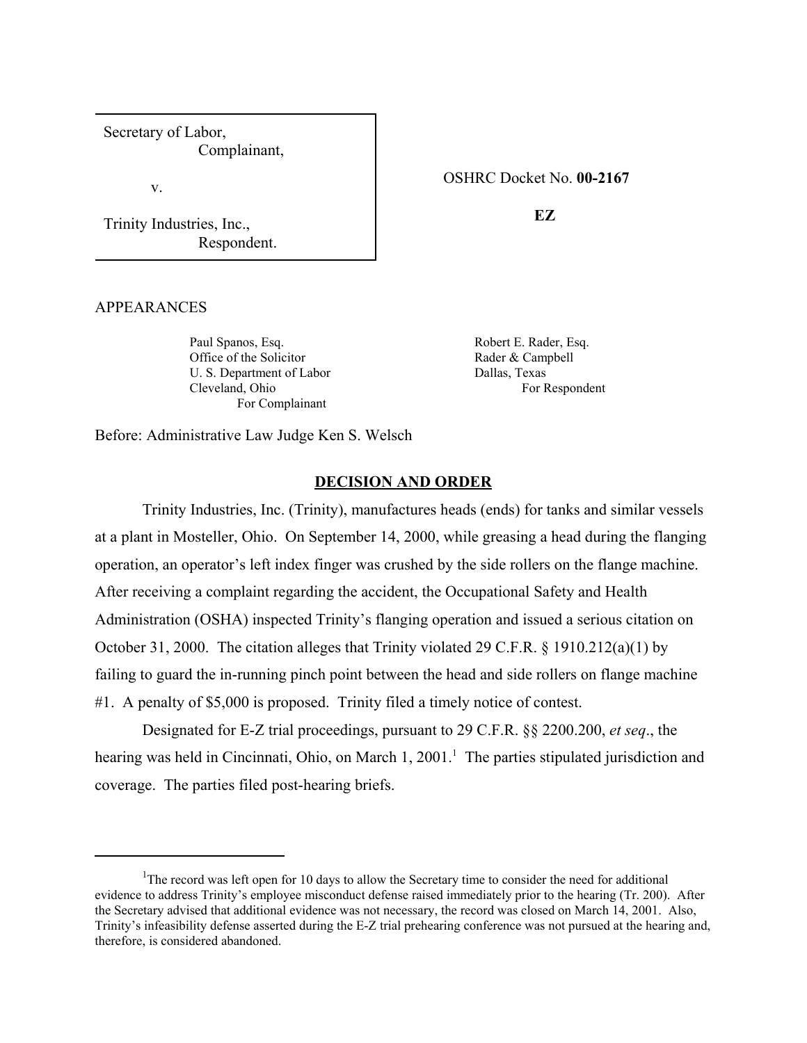| Secretary of Labor, Complainant, v. Trinity Industries, Inc., Respondent. | OSHRC Docket No. **00-2167** **EZ** |
|---|---|

APPEARANCES

Paul Spanos, Esq.
Office of the Solicitor
U. S. Department of Labor
Cleveland, Ohio
For Complainant

Robert E. Rader, Esq.
Rader & Campbell
Dallas, Texas
For Respondent

Before: Administrative Law Judge Ken S. Welsch

## DECISION AND ORDER

Trinity Industries, Inc. (Trinity), manufactures heads (ends) for tanks and similar vessels at a plant in Mosteller, Ohio. On September 14, 2000, while greasing a head during the flanging operation, an operator's left index finger was crushed by the side rollers on the flange machine. After receiving a complaint regarding the accident, the Occupational Safety and Health Administration (OSHA) inspected Trinity's flanging operation and issued a serious citation on October 31, 2000. The citation alleges that Trinity violated 29 C.F.R. § 1910.212(a)(1) by failing to guard the in-running pinch point between the head and side rollers on flange machine #1. A penalty of $5,000 is proposed. Trinity filed a timely notice of contest.

Designated for E-Z trial proceedings, pursuant to 29 C.F.R. §§ 2200.200, *et seq*., the hearing was held in Cincinnati, Ohio, on March 1, 2001.[1] The parties stipulated jurisdiction and coverage. The parties filed post-hearing briefs.

---

[1]The record was left open for 10 days to allow the Secretary time to consider the need for additional evidence to address Trinity's employee misconduct defense raised immediately prior to the hearing (Tr. 200). After the Secretary advised that additional evidence was not necessary, the record was closed on March 14, 2001. Also, Trinity's infeasibility defense asserted during the E-Z trial prehearing conference was not pursued at the hearing and, therefore, is considered abandoned.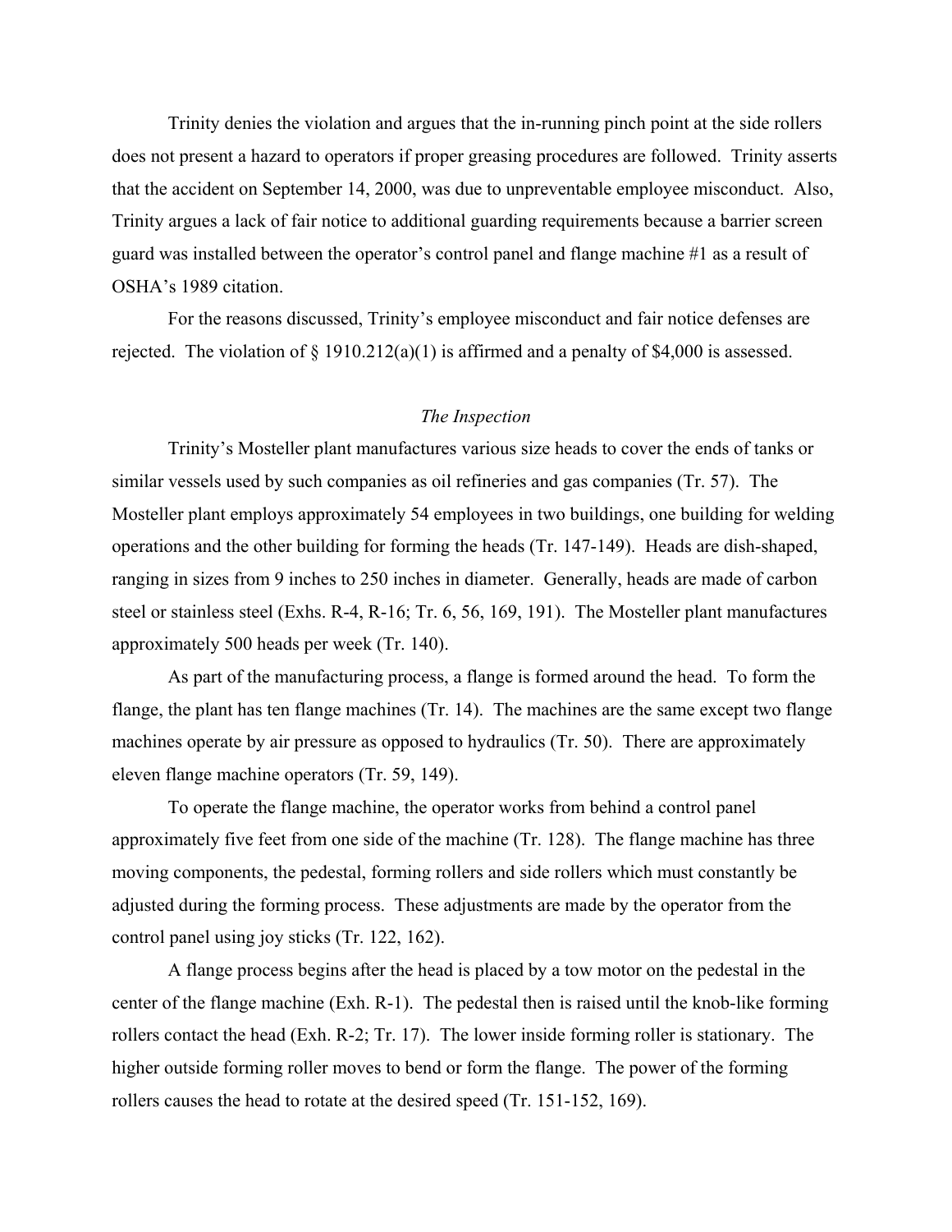Trinity denies the violation and argues that the in-running pinch point at the side rollers does not present a hazard to operators if proper greasing procedures are followed. Trinity asserts that the accident on September 14, 2000, was due to unpreventable employee misconduct. Also, Trinity argues a lack of fair notice to additional guarding requirements because a barrier screen guard was installed between the operator's control panel and flange machine #1 as a result of OSHA's 1989 citation.

For the reasons discussed, Trinity's employee misconduct and fair notice defenses are rejected. The violation of § 1910.212(a)(1) is affirmed and a penalty of $4,000 is assessed.

*The Inspection*

Trinity's Mosteller plant manufactures various size heads to cover the ends of tanks or similar vessels used by such companies as oil refineries and gas companies (Tr. 57). The Mosteller plant employs approximately 54 employees in two buildings, one building for welding operations and the other building for forming the heads (Tr. 147-149). Heads are dish-shaped, ranging in sizes from 9 inches to 250 inches in diameter. Generally, heads are made of carbon steel or stainless steel (Exhs. R-4, R-16; Tr. 6, 56, 169, 191). The Mosteller plant manufactures approximately 500 heads per week (Tr. 140).

As part of the manufacturing process, a flange is formed around the head. To form the flange, the plant has ten flange machines (Tr. 14). The machines are the same except two flange machines operate by air pressure as opposed to hydraulics (Tr. 50). There are approximately eleven flange machine operators (Tr. 59, 149).

To operate the flange machine, the operator works from behind a control panel approximately five feet from one side of the machine (Tr. 128). The flange machine has three moving components, the pedestal, forming rollers and side rollers which must constantly be adjusted during the forming process. These adjustments are made by the operator from the control panel using joy sticks (Tr. 122, 162).

A flange process begins after the head is placed by a tow motor on the pedestal in the center of the flange machine (Exh. R-1). The pedestal then is raised until the knob-like forming rollers contact the head (Exh. R-2; Tr. 17). The lower inside forming roller is stationary. The higher outside forming roller moves to bend or form the flange. The power of the forming rollers causes the head to rotate at the desired speed (Tr. 151-152, 169).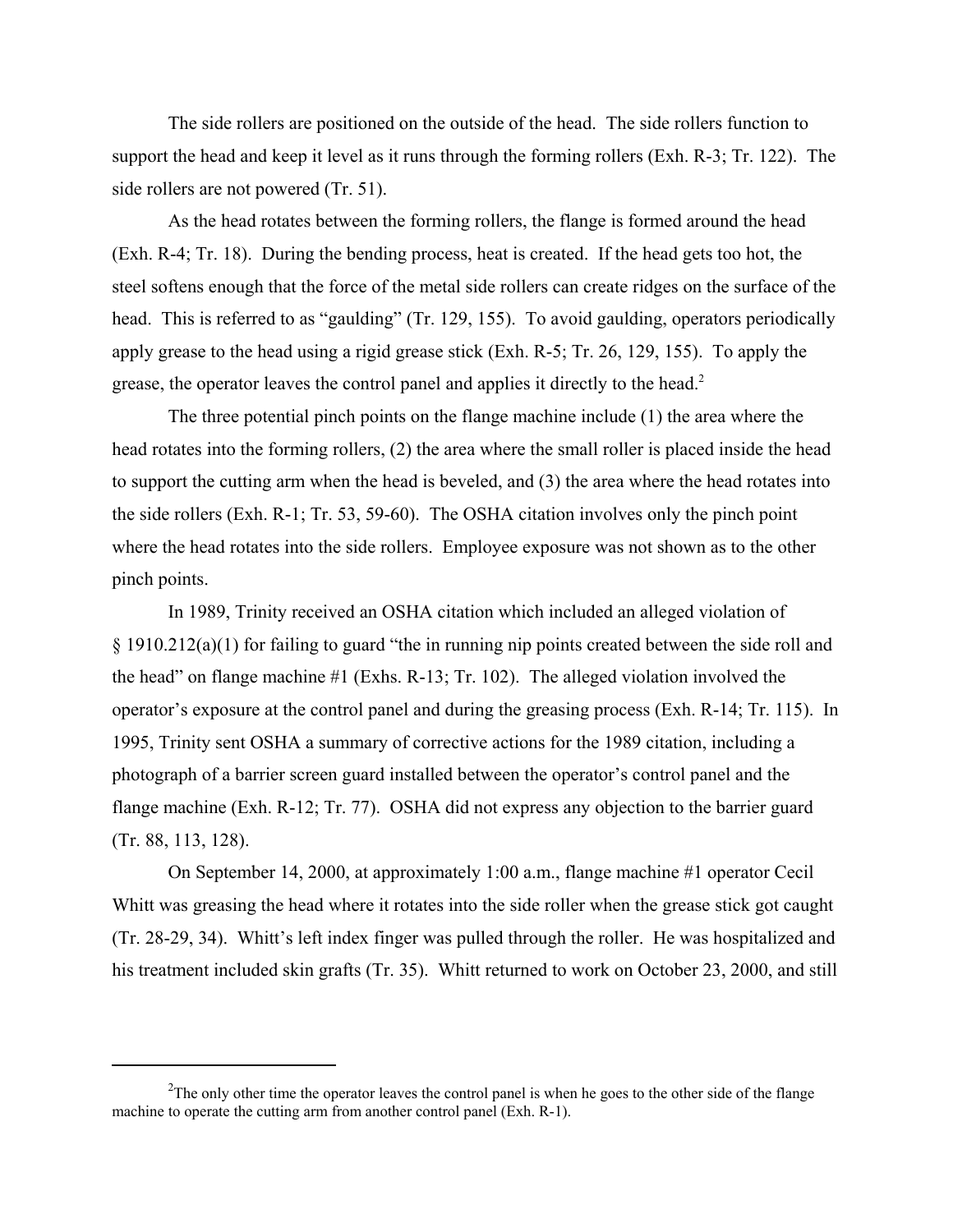The side rollers are positioned on the outside of the head. The side rollers function to support the head and keep it level as it runs through the forming rollers (Exh. R-3; Tr. 122). The side rollers are not powered (Tr. 51).

As the head rotates between the forming rollers, the flange is formed around the head (Exh. R-4; Tr. 18). During the bending process, heat is created. If the head gets too hot, the steel softens enough that the force of the metal side rollers can create ridges on the surface of the head. This is referred to as "gaulding" (Tr. 129, 155). To avoid gaulding, operators periodically apply grease to the head using a rigid grease stick (Exh. R-5; Tr. 26, 129, 155). To apply the grease, the operator leaves the control panel and applies it directly to the head.[2]

The three potential pinch points on the flange machine include (1) the area where the head rotates into the forming rollers, (2) the area where the small roller is placed inside the head to support the cutting arm when the head is beveled, and (3) the area where the head rotates into the side rollers (Exh. R-1; Tr. 53, 59-60). The OSHA citation involves only the pinch point where the head rotates into the side rollers. Employee exposure was not shown as to the other pinch points.

In 1989, Trinity received an OSHA citation which included an alleged violation of § 1910.212(a)(1) for failing to guard "the in running nip points created between the side roll and the head" on flange machine #1 (Exhs. R-13; Tr. 102). The alleged violation involved the operator's exposure at the control panel and during the greasing process (Exh. R-14; Tr. 115). In 1995, Trinity sent OSHA a summary of corrective actions for the 1989 citation, including a photograph of a barrier screen guard installed between the operator's control panel and the flange machine (Exh. R-12; Tr. 77). OSHA did not express any objection to the barrier guard (Tr. 88, 113, 128).

On September 14, 2000, at approximately 1:00 a.m., flange machine #1 operator Cecil Whitt was greasing the head where it rotates into the side roller when the grease stick got caught (Tr. 28-29, 34). Whitt's left index finger was pulled through the roller. He was hospitalized and his treatment included skin grafts (Tr. 35). Whitt returned to work on October 23, 2000, and still

---

[2] The only other time the operator leaves the control panel is when he goes to the other side of the flange machine to operate the cutting arm from another control panel (Exh. R-1).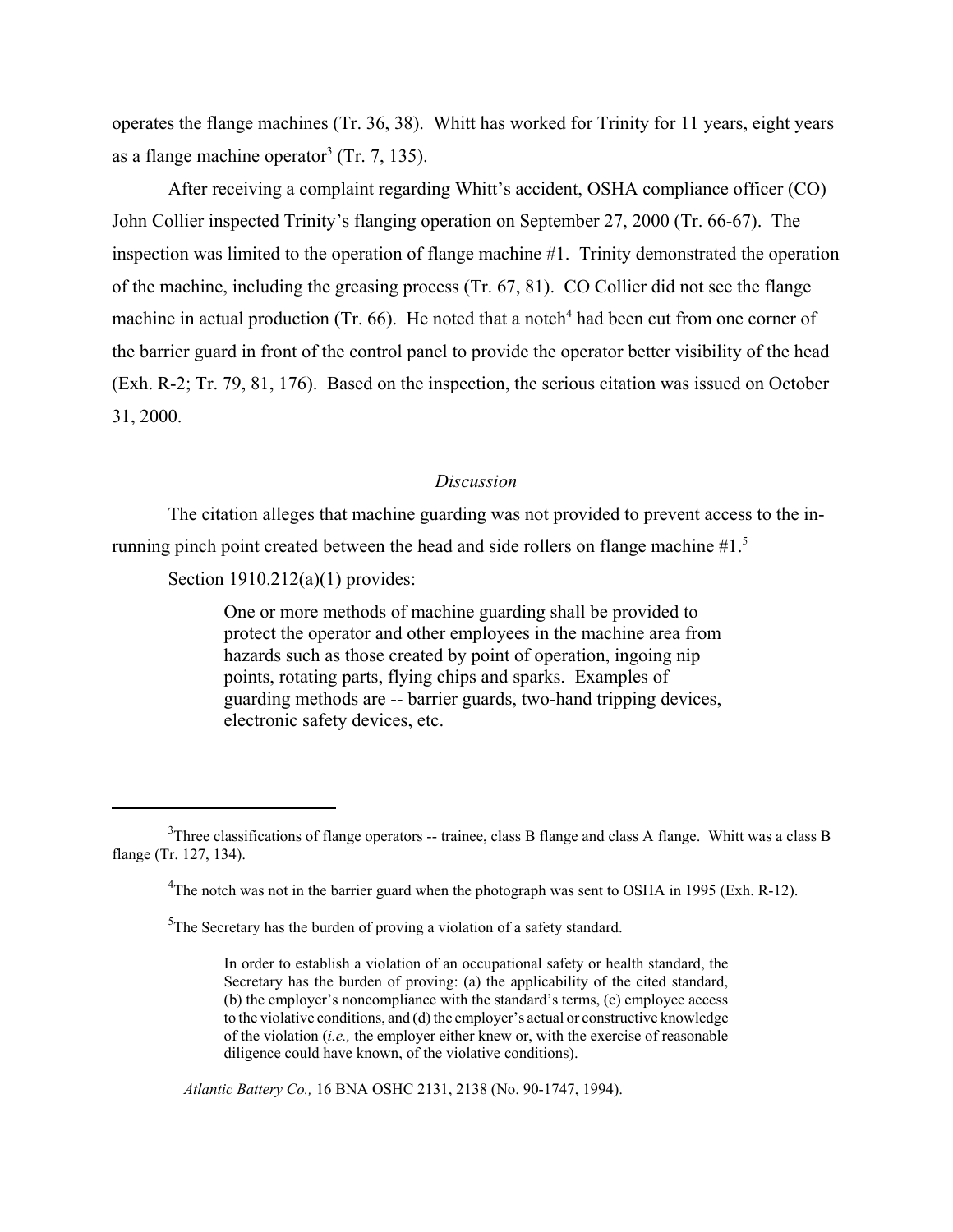operates the flange machines (Tr. 36, 38). Whitt has worked for Trinity for 11 years, eight years as a flange machine operator[3] (Tr. 7, 135).

After receiving a complaint regarding Whitt's accident, OSHA compliance officer (CO) John Collier inspected Trinity's flanging operation on September 27, 2000 (Tr. 66-67). The inspection was limited to the operation of flange machine #1. Trinity demonstrated the operation of the machine, including the greasing process (Tr. 67, 81). CO Collier did not see the flange machine in actual production (Tr. 66). He noted that a notch[4] had been cut from one corner of the barrier guard in front of the control panel to provide the operator better visibility of the head (Exh. R-2; Tr. 79, 81, 176). Based on the inspection, the serious citation was issued on October 31, 2000.

*Discussion*

The citation alleges that machine guarding was not provided to prevent access to the in-running pinch point created between the head and side rollers on flange machine #1.[5]

Section 1910.212(a)(1) provides:

> One or more methods of machine guarding shall be provided to protect the operator and other employees in the machine area from hazards such as those created by point of operation, ingoing nip points, rotating parts, flying chips and sparks. Examples of guarding methods are -- barrier guards, two-hand tripping devices, electronic safety devices, etc.

---

[3]Three classifications of flange operators -- trainee, class B flange and class A flange. Whitt was a class B flange (Tr. 127, 134).

[4]The notch was not in the barrier guard when the photograph was sent to OSHA in 1995 (Exh. R-12).

[5]The Secretary has the burden of proving a violation of a safety standard.

> In order to establish a violation of an occupational safety or health standard, the Secretary has the burden of proving: (a) the applicability of the cited standard, (b) the employer's noncompliance with the standard's terms, (c) employee access to the violative conditions, and (d) the employer's actual or constructive knowledge of the violation (*i.e.,* the employer either knew or, with the exercise of reasonable diligence could have known, of the violative conditions).

*Atlantic Battery Co.,* 16 BNA OSHC 2131, 2138 (No. 90-1747, 1994).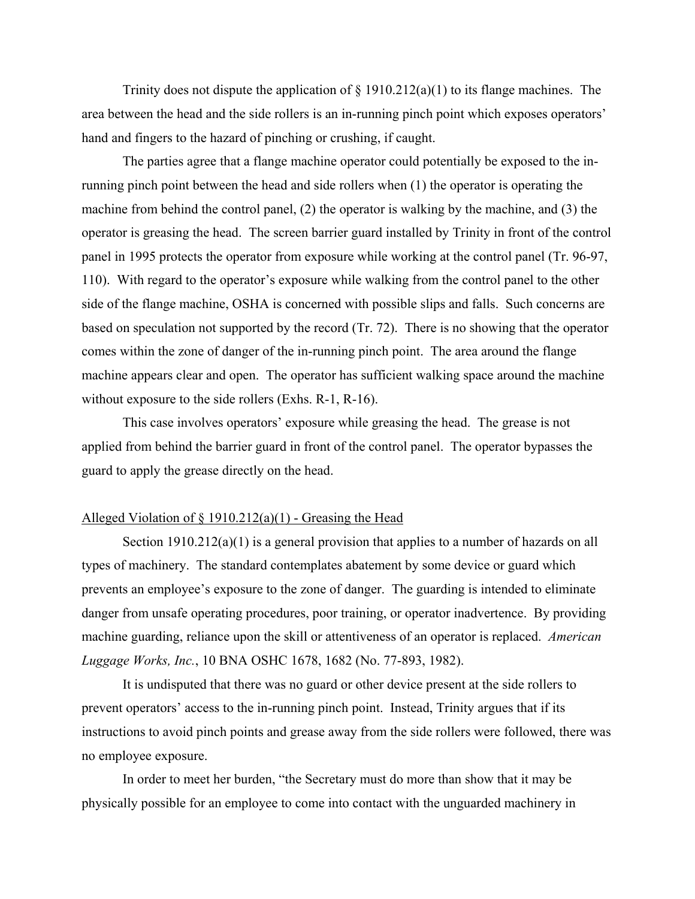Trinity does not dispute the application of § 1910.212(a)(1) to its flange machines. The area between the head and the side rollers is an in-running pinch point which exposes operators' hand and fingers to the hazard of pinching or crushing, if caught.

The parties agree that a flange machine operator could potentially be exposed to the in-running pinch point between the head and side rollers when (1) the operator is operating the machine from behind the control panel, (2) the operator is walking by the machine, and (3) the operator is greasing the head. The screen barrier guard installed by Trinity in front of the control panel in 1995 protects the operator from exposure while working at the control panel (Tr. 96-97, 110). With regard to the operator's exposure while walking from the control panel to the other side of the flange machine, OSHA is concerned with possible slips and falls. Such concerns are based on speculation not supported by the record (Tr. 72). There is no showing that the operator comes within the zone of danger of the in-running pinch point. The area around the flange machine appears clear and open. The operator has sufficient walking space around the machine without exposure to the side rollers (Exhs. R-1, R-16).

This case involves operators' exposure while greasing the head. The grease is not applied from behind the barrier guard in front of the control panel. The operator bypasses the guard to apply the grease directly on the head.

<u>Alleged Violation of § 1910.212(a)(1) - Greasing the Head</u>

Section 1910.212(a)(1) is a general provision that applies to a number of hazards on all types of machinery. The standard contemplates abatement by some device or guard which prevents an employee's exposure to the zone of danger. The guarding is intended to eliminate danger from unsafe operating procedures, poor training, or operator inadvertence. By providing machine guarding, reliance upon the skill or attentiveness of an operator is replaced. *American Luggage Works, Inc.*, 10 BNA OSHC 1678, 1682 (No. 77-893, 1982).

It is undisputed that there was no guard or other device present at the side rollers to prevent operators' access to the in-running pinch point. Instead, Trinity argues that if its instructions to avoid pinch points and grease away from the side rollers were followed, there was no employee exposure.

In order to meet her burden, "the Secretary must do more than show that it may be physically possible for an employee to come into contact with the unguarded machinery in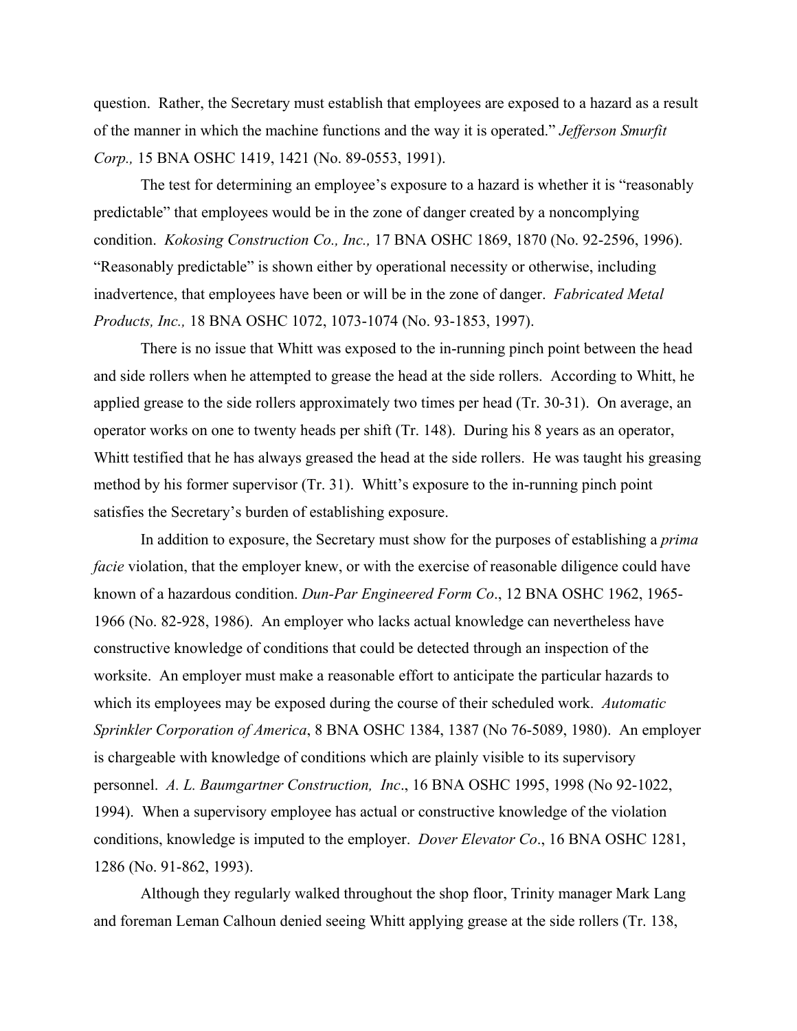question. Rather, the Secretary must establish that employees are exposed to a hazard as a result of the manner in which the machine functions and the way it is operated." *Jefferson Smurfit Corp.,* 15 BNA OSHC 1419, 1421 (No. 89-0553, 1991).

The test for determining an employee's exposure to a hazard is whether it is "reasonably predictable" that employees would be in the zone of danger created by a noncomplying condition. *Kokosing Construction Co., Inc.,* 17 BNA OSHC 1869, 1870 (No. 92-2596, 1996). "Reasonably predictable" is shown either by operational necessity or otherwise, including inadvertence, that employees have been or will be in the zone of danger. *Fabricated Metal Products, Inc.,* 18 BNA OSHC 1072, 1073-1074 (No. 93-1853, 1997).

There is no issue that Whitt was exposed to the in-running pinch point between the head and side rollers when he attempted to grease the head at the side rollers. According to Whitt, he applied grease to the side rollers approximately two times per head (Tr. 30-31). On average, an operator works on one to twenty heads per shift (Tr. 148). During his 8 years as an operator, Whitt testified that he has always greased the head at the side rollers. He was taught his greasing method by his former supervisor (Tr. 31). Whitt's exposure to the in-running pinch point satisfies the Secretary's burden of establishing exposure.

In addition to exposure, the Secretary must show for the purposes of establishing a *prima facie* violation, that the employer knew, or with the exercise of reasonable diligence could have known of a hazardous condition. *Dun-Par Engineered Form Co*., 12 BNA OSHC 1962, 1965-1966 (No. 82-928, 1986). An employer who lacks actual knowledge can nevertheless have constructive knowledge of conditions that could be detected through an inspection of the worksite. An employer must make a reasonable effort to anticipate the particular hazards to which its employees may be exposed during the course of their scheduled work. *Automatic Sprinkler Corporation of America*, 8 BNA OSHC 1384, 1387 (No 76-5089, 1980). An employer is chargeable with knowledge of conditions which are plainly visible to its supervisory personnel. *A. L. Baumgartner Construction, Inc*., 16 BNA OSHC 1995, 1998 (No 92-1022, 1994). When a supervisory employee has actual or constructive knowledge of the violation conditions, knowledge is imputed to the employer. *Dover Elevator Co*., 16 BNA OSHC 1281, 1286 (No. 91-862, 1993).

Although they regularly walked throughout the shop floor, Trinity manager Mark Lang and foreman Leman Calhoun denied seeing Whitt applying grease at the side rollers (Tr. 138,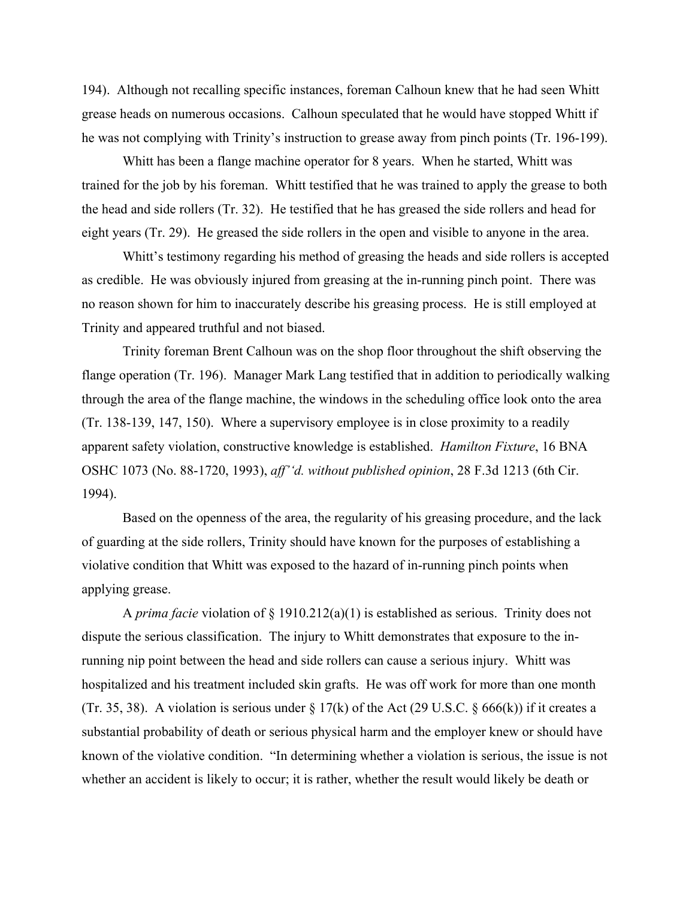194). Although not recalling specific instances, foreman Calhoun knew that he had seen Whitt grease heads on numerous occasions. Calhoun speculated that he would have stopped Whitt if he was not complying with Trinity's instruction to grease away from pinch points (Tr. 196-199).

Whitt has been a flange machine operator for 8 years. When he started, Whitt was trained for the job by his foreman. Whitt testified that he was trained to apply the grease to both the head and side rollers (Tr. 32). He testified that he has greased the side rollers and head for eight years (Tr. 29). He greased the side rollers in the open and visible to anyone in the area.

Whitt's testimony regarding his method of greasing the heads and side rollers is accepted as credible. He was obviously injured from greasing at the in-running pinch point. There was no reason shown for him to inaccurately describe his greasing process. He is still employed at Trinity and appeared truthful and not biased.

Trinity foreman Brent Calhoun was on the shop floor throughout the shift observing the flange operation (Tr. 196). Manager Mark Lang testified that in addition to periodically walking through the area of the flange machine, the windows in the scheduling office look onto the area (Tr. 138-139, 147, 150). Where a supervisory employee is in close proximity to a readily apparent safety violation, constructive knowledge is established. *Hamilton Fixture*, 16 BNA OSHC 1073 (No. 88-1720, 1993), *aff''d. without published opinion*, 28 F.3d 1213 (6th Cir. 1994).

Based on the openness of the area, the regularity of his greasing procedure, and the lack of guarding at the side rollers, Trinity should have known for the purposes of establishing a violative condition that Whitt was exposed to the hazard of in-running pinch points when applying grease.

A *prima facie* violation of § 1910.212(a)(1) is established as serious. Trinity does not dispute the serious classification. The injury to Whitt demonstrates that exposure to the in-running nip point between the head and side rollers can cause a serious injury. Whitt was hospitalized and his treatment included skin grafts. He was off work for more than one month (Tr. 35, 38). A violation is serious under § 17(k) of the Act (29 U.S.C. § 666(k)) if it creates a substantial probability of death or serious physical harm and the employer knew or should have known of the violative condition. "In determining whether a violation is serious, the issue is not whether an accident is likely to occur; it is rather, whether the result would likely be death or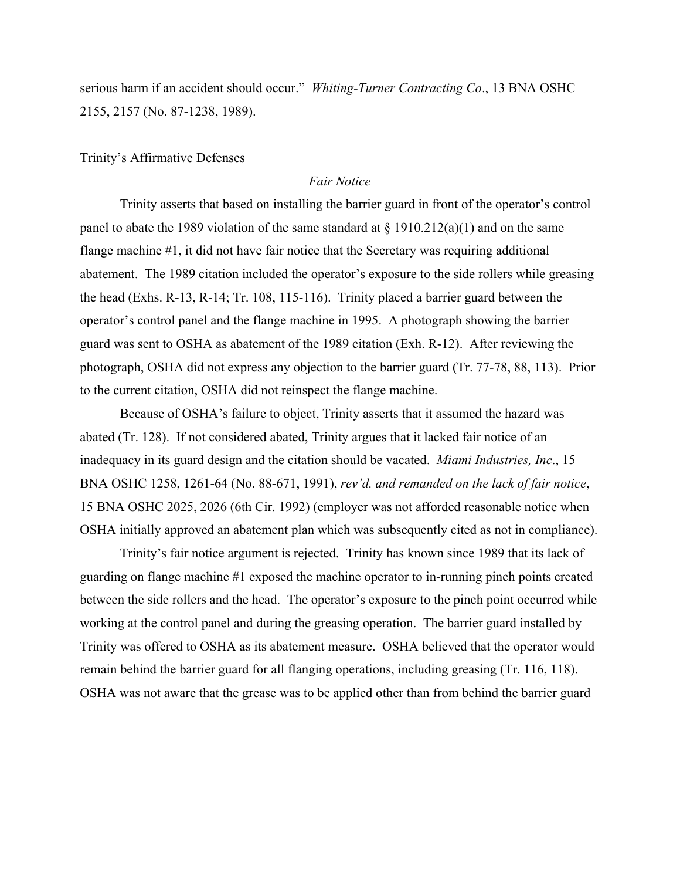serious harm if an accident should occur." *Whiting-Turner Contracting Co*., 13 BNA OSHC 2155, 2157 (No. 87-1238, 1989).

Trinity's Affirmative Defenses

*Fair Notice*

Trinity asserts that based on installing the barrier guard in front of the operator's control panel to abate the 1989 violation of the same standard at § 1910.212(a)(1) and on the same flange machine #1, it did not have fair notice that the Secretary was requiring additional abatement. The 1989 citation included the operator's exposure to the side rollers while greasing the head (Exhs. R-13, R-14; Tr. 108, 115-116). Trinity placed a barrier guard between the operator's control panel and the flange machine in 1995. A photograph showing the barrier guard was sent to OSHA as abatement of the 1989 citation (Exh. R-12). After reviewing the photograph, OSHA did not express any objection to the barrier guard (Tr. 77-78, 88, 113). Prior to the current citation, OSHA did not reinspect the flange machine.

Because of OSHA's failure to object, Trinity asserts that it assumed the hazard was abated (Tr. 128). If not considered abated, Trinity argues that it lacked fair notice of an inadequacy in its guard design and the citation should be vacated. *Miami Industries, Inc*., 15 BNA OSHC 1258, 1261-64 (No. 88-671, 1991), *rev'd. and remanded on the lack of fair notice*, 15 BNA OSHC 2025, 2026 (6th Cir. 1992) (employer was not afforded reasonable notice when OSHA initially approved an abatement plan which was subsequently cited as not in compliance).

Trinity's fair notice argument is rejected. Trinity has known since 1989 that its lack of guarding on flange machine #1 exposed the machine operator to in-running pinch points created between the side rollers and the head. The operator's exposure to the pinch point occurred while working at the control panel and during the greasing operation. The barrier guard installed by Trinity was offered to OSHA as its abatement measure. OSHA believed that the operator would remain behind the barrier guard for all flanging operations, including greasing (Tr. 116, 118). OSHA was not aware that the grease was to be applied other than from behind the barrier guard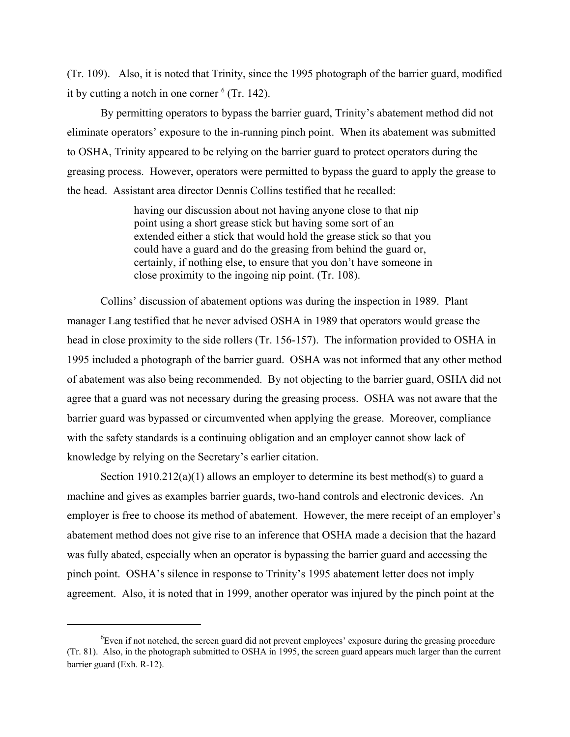(Tr. 109). Also, it is noted that Trinity, since the 1995 photograph of the barrier guard, modified it by cutting a notch in one corner [6] (Tr. 142).

By permitting operators to bypass the barrier guard, Trinity's abatement method did not eliminate operators' exposure to the in-running pinch point. When its abatement was submitted to OSHA, Trinity appeared to be relying on the barrier guard to protect operators during the greasing process. However, operators were permitted to bypass the guard to apply the grease to the head. Assistant area director Dennis Collins testified that he recalled:

> having our discussion about not having anyone close to that nip point using a short grease stick but having some sort of an extended either a stick that would hold the grease stick so that you could have a guard and do the greasing from behind the guard or, certainly, if nothing else, to ensure that you don't have someone in close proximity to the ingoing nip point. (Tr. 108).

Collins' discussion of abatement options was during the inspection in 1989. Plant manager Lang testified that he never advised OSHA in 1989 that operators would grease the head in close proximity to the side rollers (Tr. 156-157). The information provided to OSHA in 1995 included a photograph of the barrier guard. OSHA was not informed that any other method of abatement was also being recommended. By not objecting to the barrier guard, OSHA did not agree that a guard was not necessary during the greasing process. OSHA was not aware that the barrier guard was bypassed or circumvented when applying the grease. Moreover, compliance with the safety standards is a continuing obligation and an employer cannot show lack of knowledge by relying on the Secretary's earlier citation.

Section 1910.212(a)(1) allows an employer to determine its best method(s) to guard a machine and gives as examples barrier guards, two-hand controls and electronic devices. An employer is free to choose its method of abatement. However, the mere receipt of an employer's abatement method does not give rise to an inference that OSHA made a decision that the hazard was fully abated, especially when an operator is bypassing the barrier guard and accessing the pinch point. OSHA's silence in response to Trinity's 1995 abatement letter does not imply agreement. Also, it is noted that in 1999, another operator was injured by the pinch point at the

---

[6] Even if not notched, the screen guard did not prevent employees' exposure during the greasing procedure (Tr. 81). Also, in the photograph submitted to OSHA in 1995, the screen guard appears much larger than the current barrier guard (Exh. R-12).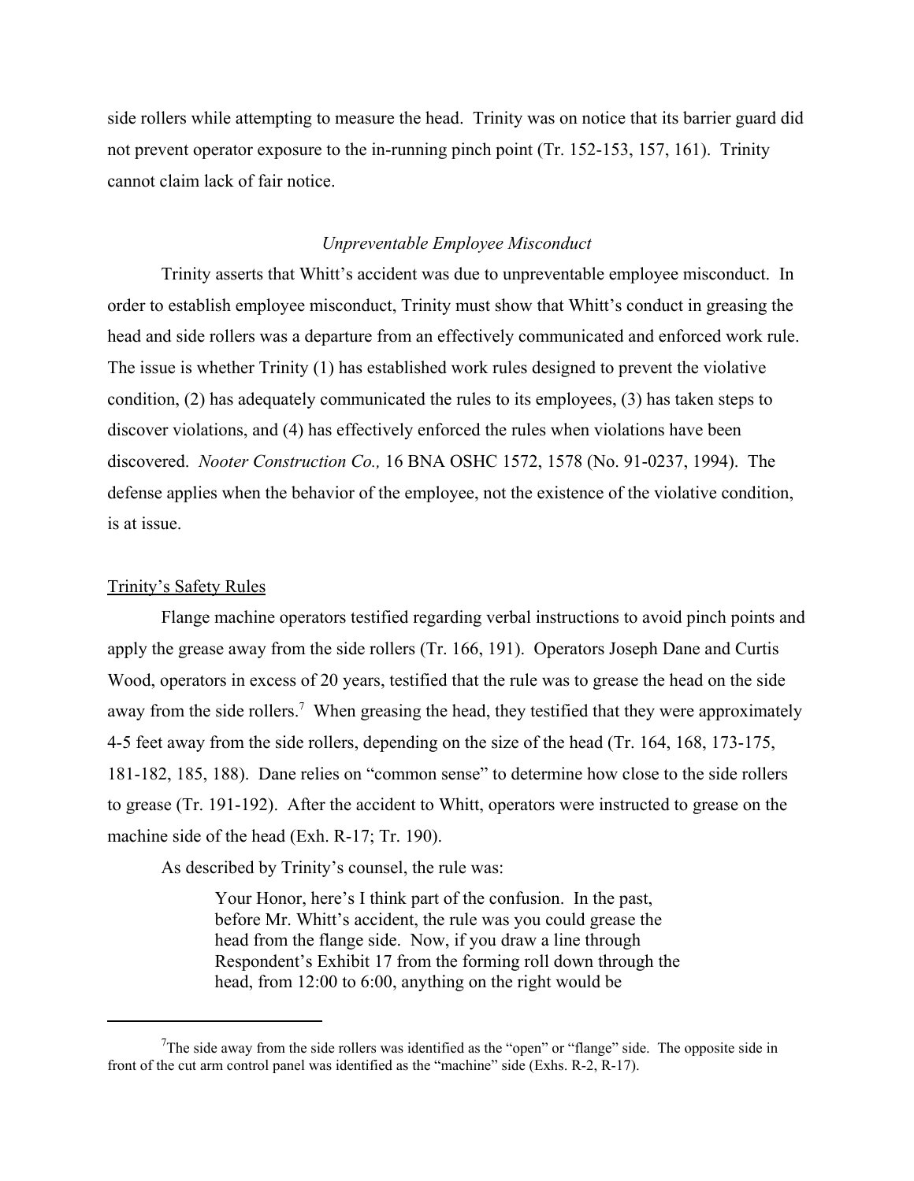side rollers while attempting to measure the head. Trinity was on notice that its barrier guard did not prevent operator exposure to the in-running pinch point (Tr. 152-153, 157, 161). Trinity cannot claim lack of fair notice.

### *Unpreventable Employee Misconduct*

Trinity asserts that Whitt's accident was due to unpreventable employee misconduct. In order to establish employee misconduct, Trinity must show that Whitt's conduct in greasing the head and side rollers was a departure from an effectively communicated and enforced work rule. The issue is whether Trinity (1) has established work rules designed to prevent the violative condition, (2) has adequately communicated the rules to its employees, (3) has taken steps to discover violations, and (4) has effectively enforced the rules when violations have been discovered. *Nooter Construction Co.,* 16 BNA OSHC 1572, 1578 (No. 91-0237, 1994). The defense applies when the behavior of the employee, not the existence of the violative condition, is at issue.

#### Trinity's Safety Rules

Flange machine operators testified regarding verbal instructions to avoid pinch points and apply the grease away from the side rollers (Tr. 166, 191). Operators Joseph Dane and Curtis Wood, operators in excess of 20 years, testified that the rule was to grease the head on the side away from the side rollers.[7] When greasing the head, they testified that they were approximately 4-5 feet away from the side rollers, depending on the size of the head (Tr. 164, 168, 173-175, 181-182, 185, 188). Dane relies on "common sense" to determine how close to the side rollers to grease (Tr. 191-192). After the accident to Whitt, operators were instructed to grease on the machine side of the head (Exh. R-17; Tr. 190).

As described by Trinity's counsel, the rule was:

> Your Honor, here's I think part of the confusion. In the past, before Mr. Whitt's accident, the rule was you could grease the head from the flange side. Now, if you draw a line through Respondent's Exhibit 17 from the forming roll down through the head, from 12:00 to 6:00, anything on the right would be

---

[7] The side away from the side rollers was identified as the "open" or "flange" side. The opposite side in front of the cut arm control panel was identified as the "machine" side (Exhs. R-2, R-17).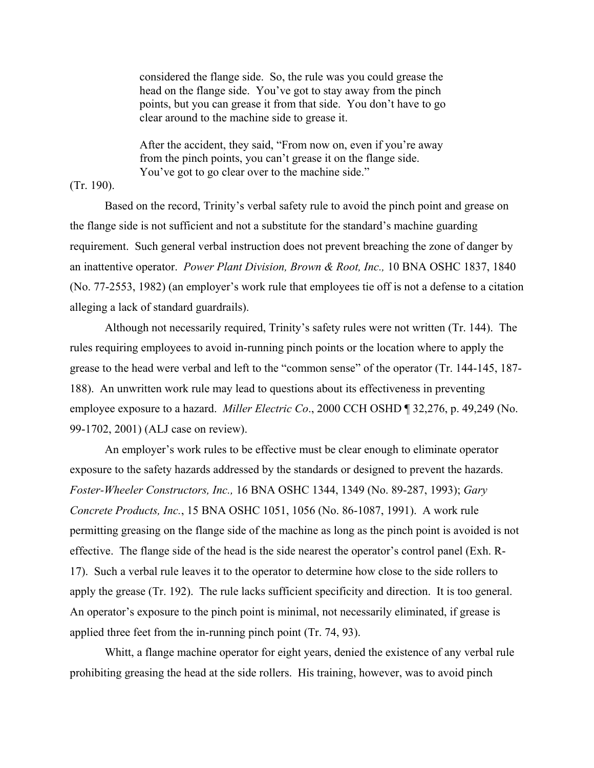> considered the flange side. So, the rule was you could grease the head on the flange side. You've got to stay away from the pinch points, but you can grease it from that side. You don't have to go clear around to the machine side to grease it.
>
> After the accident, they said, "From now on, even if you're away from the pinch points, you can't grease it on the flange side. You've got to go clear over to the machine side."

(Tr. 190).

Based on the record, Trinity's verbal safety rule to avoid the pinch point and grease on the flange side is not sufficient and not a substitute for the standard's machine guarding requirement. Such general verbal instruction does not prevent breaching the zone of danger by an inattentive operator. *Power Plant Division, Brown & Root, Inc.,* 10 BNA OSHC 1837, 1840 (No. 77-2553, 1982) (an employer's work rule that employees tie off is not a defense to a citation alleging a lack of standard guardrails).

Although not necessarily required, Trinity's safety rules were not written (Tr. 144). The rules requiring employees to avoid in-running pinch points or the location where to apply the grease to the head were verbal and left to the "common sense" of the operator (Tr. 144-145, 187-188). An unwritten work rule may lead to questions about its effectiveness in preventing employee exposure to a hazard. *Miller Electric Co*., 2000 CCH OSHD ¶ 32,276, p. 49,249 (No. 99-1702, 2001) (ALJ case on review).

An employer's work rules to be effective must be clear enough to eliminate operator exposure to the safety hazards addressed by the standards or designed to prevent the hazards. *Foster-Wheeler Constructors, Inc.,* 16 BNA OSHC 1344, 1349 (No. 89-287, 1993); *Gary Concrete Products, Inc.*, 15 BNA OSHC 1051, 1056 (No. 86-1087, 1991). A work rule permitting greasing on the flange side of the machine as long as the pinch point is avoided is not effective. The flange side of the head is the side nearest the operator's control panel (Exh. R-17). Such a verbal rule leaves it to the operator to determine how close to the side rollers to apply the grease (Tr. 192). The rule lacks sufficient specificity and direction. It is too general. An operator's exposure to the pinch point is minimal, not necessarily eliminated, if grease is applied three feet from the in-running pinch point (Tr. 74, 93).

Whitt, a flange machine operator for eight years, denied the existence of any verbal rule prohibiting greasing the head at the side rollers. His training, however, was to avoid pinch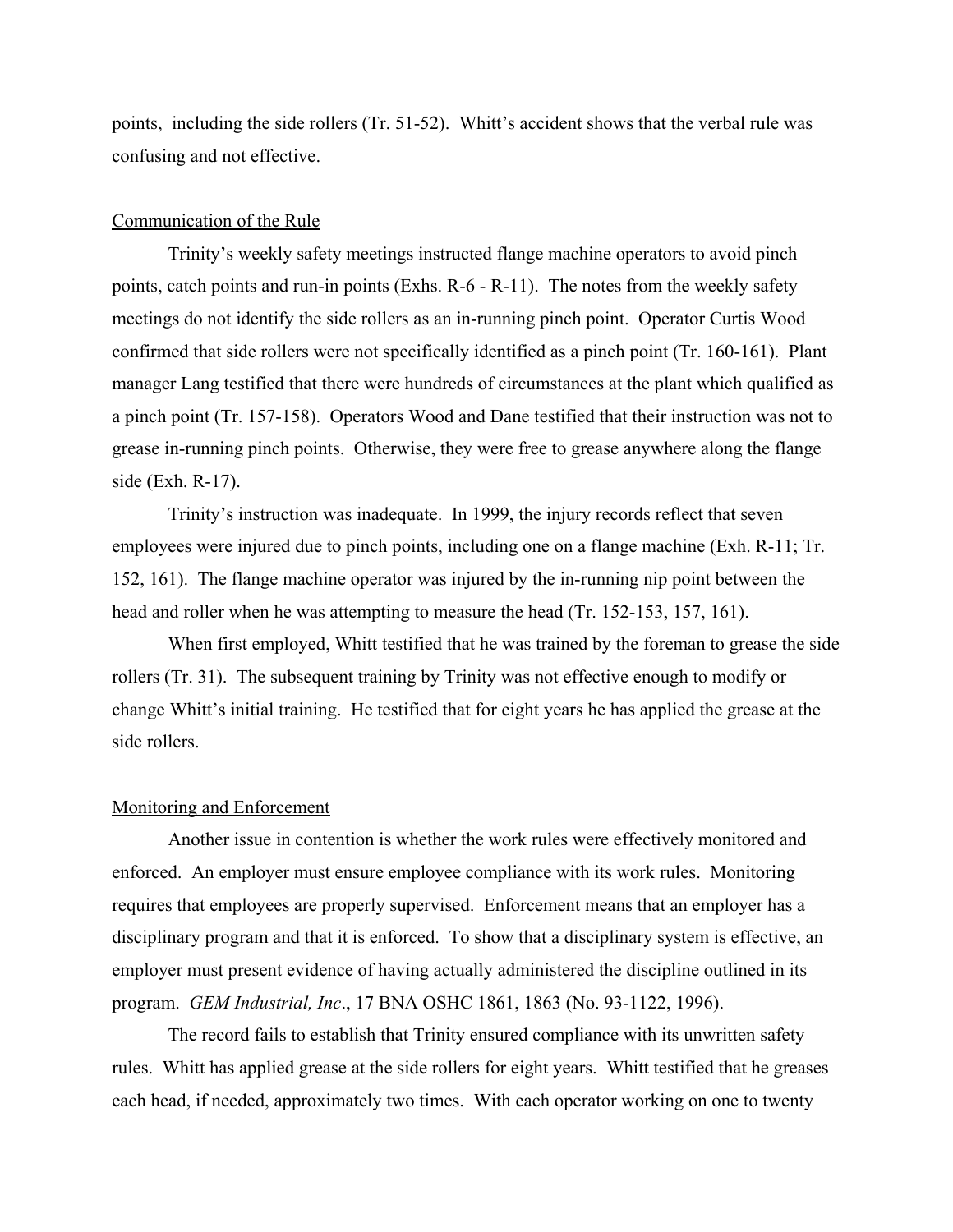points, including the side rollers (Tr. 51-52). Whitt's accident shows that the verbal rule was confusing and not effective.

Communication of the Rule

Trinity's weekly safety meetings instructed flange machine operators to avoid pinch points, catch points and run-in points (Exhs. R-6 - R-11). The notes from the weekly safety meetings do not identify the side rollers as an in-running pinch point. Operator Curtis Wood confirmed that side rollers were not specifically identified as a pinch point (Tr. 160-161). Plant manager Lang testified that there were hundreds of circumstances at the plant which qualified as a pinch point (Tr. 157-158). Operators Wood and Dane testified that their instruction was not to grease in-running pinch points. Otherwise, they were free to grease anywhere along the flange side (Exh. R-17).

Trinity's instruction was inadequate. In 1999, the injury records reflect that seven employees were injured due to pinch points, including one on a flange machine (Exh. R-11; Tr. 152, 161). The flange machine operator was injured by the in-running nip point between the head and roller when he was attempting to measure the head (Tr. 152-153, 157, 161).

When first employed, Whitt testified that he was trained by the foreman to grease the side rollers (Tr. 31). The subsequent training by Trinity was not effective enough to modify or change Whitt's initial training. He testified that for eight years he has applied the grease at the side rollers.

Monitoring and Enforcement

Another issue in contention is whether the work rules were effectively monitored and enforced. An employer must ensure employee compliance with its work rules. Monitoring requires that employees are properly supervised. Enforcement means that an employer has a disciplinary program and that it is enforced. To show that a disciplinary system is effective, an employer must present evidence of having actually administered the discipline outlined in its program. *GEM Industrial, Inc*., 17 BNA OSHC 1861, 1863 (No. 93-1122, 1996).

The record fails to establish that Trinity ensured compliance with its unwritten safety rules. Whitt has applied grease at the side rollers for eight years. Whitt testified that he greases each head, if needed, approximately two times. With each operator working on one to twenty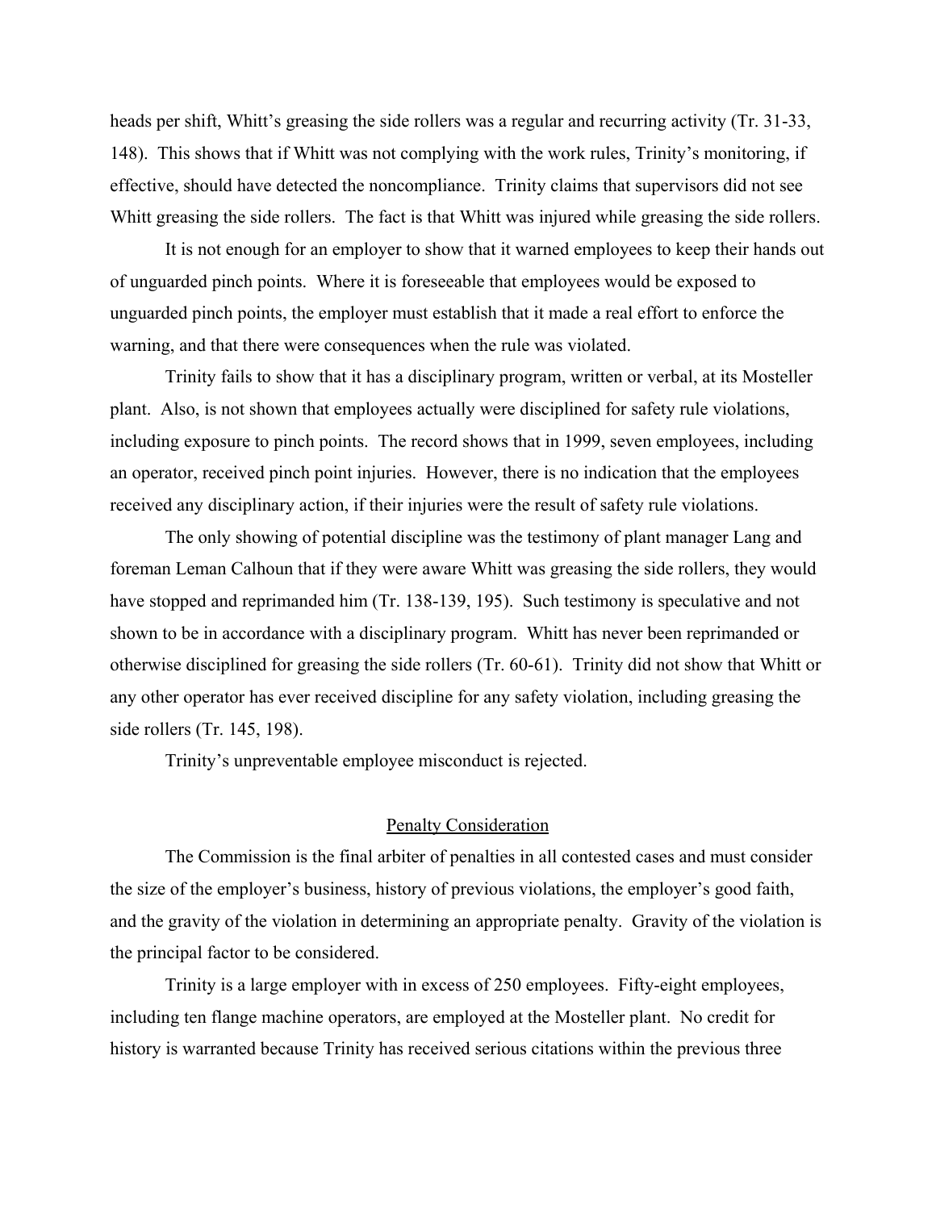heads per shift, Whitt's greasing the side rollers was a regular and recurring activity (Tr. 31-33, 148). This shows that if Whitt was not complying with the work rules, Trinity's monitoring, if effective, should have detected the noncompliance. Trinity claims that supervisors did not see Whitt greasing the side rollers. The fact is that Whitt was injured while greasing the side rollers.

It is not enough for an employer to show that it warned employees to keep their hands out of unguarded pinch points. Where it is foreseeable that employees would be exposed to unguarded pinch points, the employer must establish that it made a real effort to enforce the warning, and that there were consequences when the rule was violated.

Trinity fails to show that it has a disciplinary program, written or verbal, at its Mosteller plant. Also, is not shown that employees actually were disciplined for safety rule violations, including exposure to pinch points. The record shows that in 1999, seven employees, including an operator, received pinch point injuries. However, there is no indication that the employees received any disciplinary action, if their injuries were the result of safety rule violations.

The only showing of potential discipline was the testimony of plant manager Lang and foreman Leman Calhoun that if they were aware Whitt was greasing the side rollers, they would have stopped and reprimanded him (Tr. 138-139, 195). Such testimony is speculative and not shown to be in accordance with a disciplinary program. Whitt has never been reprimanded or otherwise disciplined for greasing the side rollers (Tr. 60-61). Trinity did not show that Whitt or any other operator has ever received discipline for any safety violation, including greasing the side rollers (Tr. 145, 198).

Trinity's unpreventable employee misconduct is rejected.

## Penalty Consideration

The Commission is the final arbiter of penalties in all contested cases and must consider the size of the employer's business, history of previous violations, the employer's good faith, and the gravity of the violation in determining an appropriate penalty. Gravity of the violation is the principal factor to be considered.

Trinity is a large employer with in excess of 250 employees. Fifty-eight employees, including ten flange machine operators, are employed at the Mosteller plant. No credit for history is warranted because Trinity has received serious citations within the previous three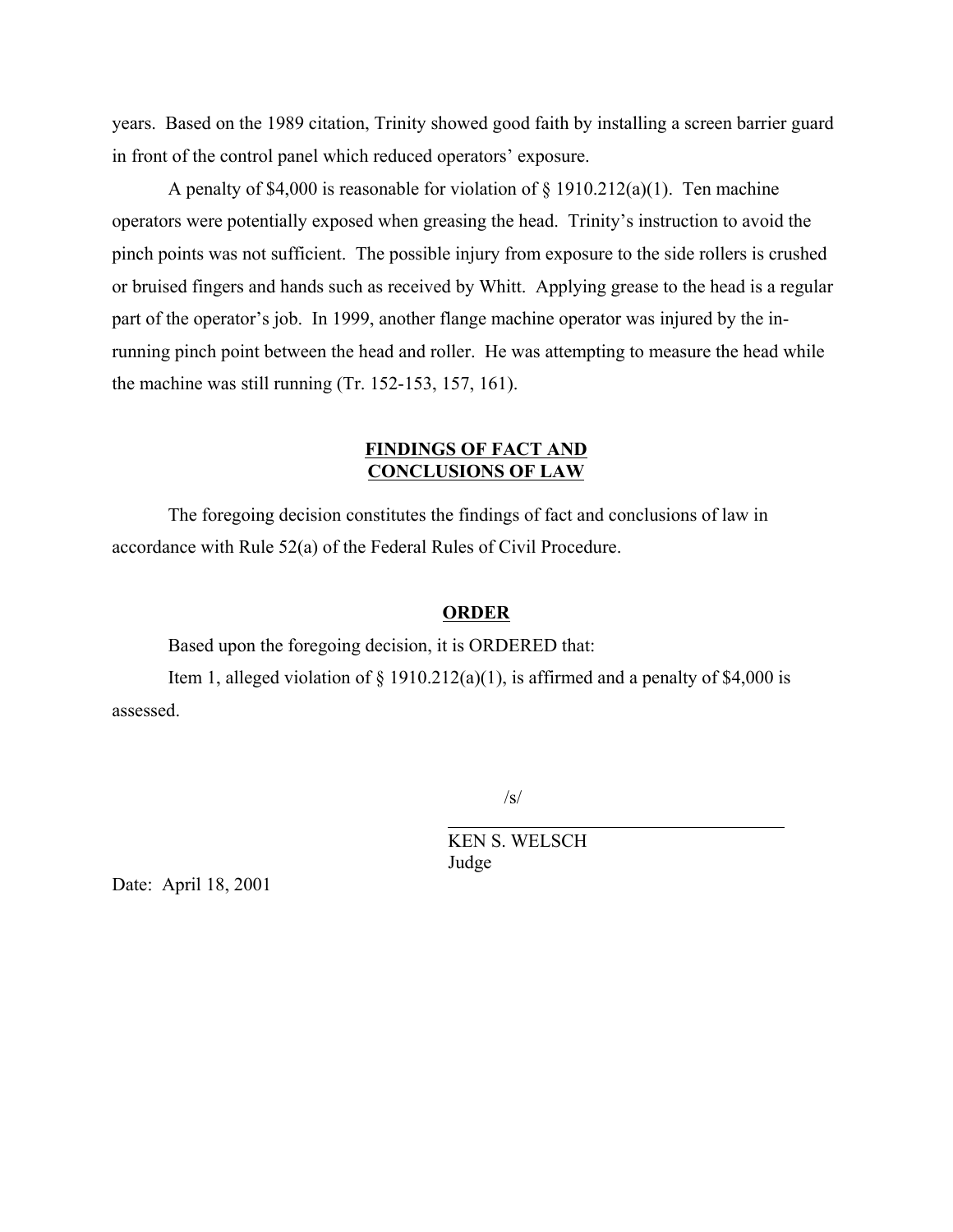years. Based on the 1989 citation, Trinity showed good faith by installing a screen barrier guard in front of the control panel which reduced operators' exposure.

A penalty of $4,000 is reasonable for violation of § 1910.212(a)(1). Ten machine operators were potentially exposed when greasing the head. Trinity's instruction to avoid the pinch points was not sufficient. The possible injury from exposure to the side rollers is crushed or bruised fingers and hands such as received by Whitt. Applying grease to the head is a regular part of the operator's job. In 1999, another flange machine operator was injured by the in-running pinch point between the head and roller. He was attempting to measure the head while the machine was still running (Tr. 152-153, 157, 161).

## FINDINGS OF FACT AND CONCLUSIONS OF LAW

The foregoing decision constitutes the findings of fact and conclusions of law in accordance with Rule 52(a) of the Federal Rules of Civil Procedure.

## ORDER

Based upon the foregoing decision, it is ORDERED that:

Item 1, alleged violation of § 1910.212(a)(1), is affirmed and a penalty of $4,000 is assessed.

/s/

KEN S. WELSCH
Judge

Date: April 18, 2001